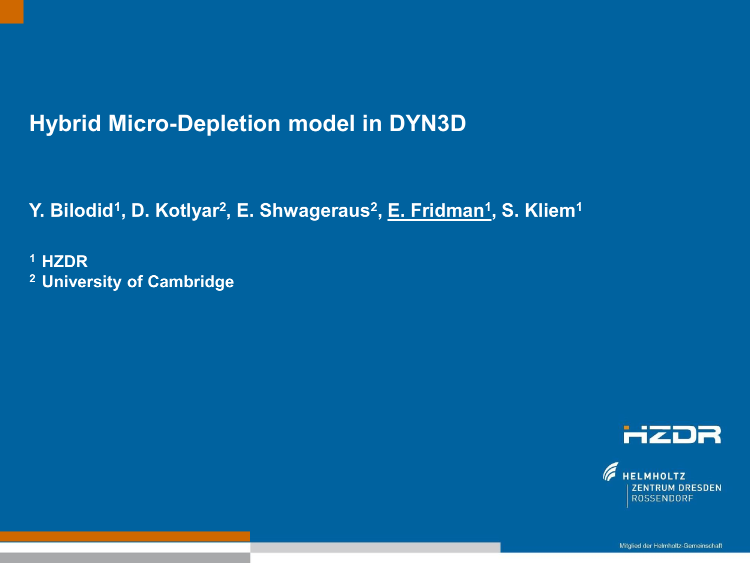# Hybrid Micro-Depletion model in DYN3D

**Y. Bilodid[1], D. Kotlyar[2], E. Shwageraus[2], E. Fridman[1], S. Kliem[1]**

**[1] HZDR**
**[2] University of Cambridge**

HZDR

HELMHOLTZ ZENTRUM DRESDEN ROSSENDORF

Mitglied der Helmholtz-Gemeinschaft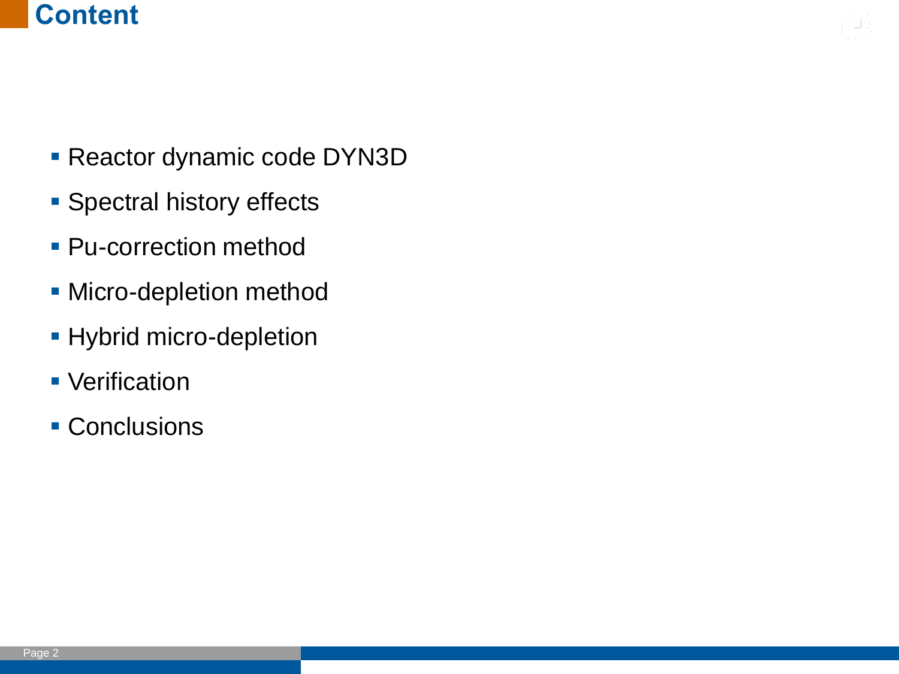# Content

- Reactor dynamic code DYN3D
- Spectral history effects
- Pu-correction method
- Micro-depletion method
- Hybrid micro-depletion
- Verification
- Conclusions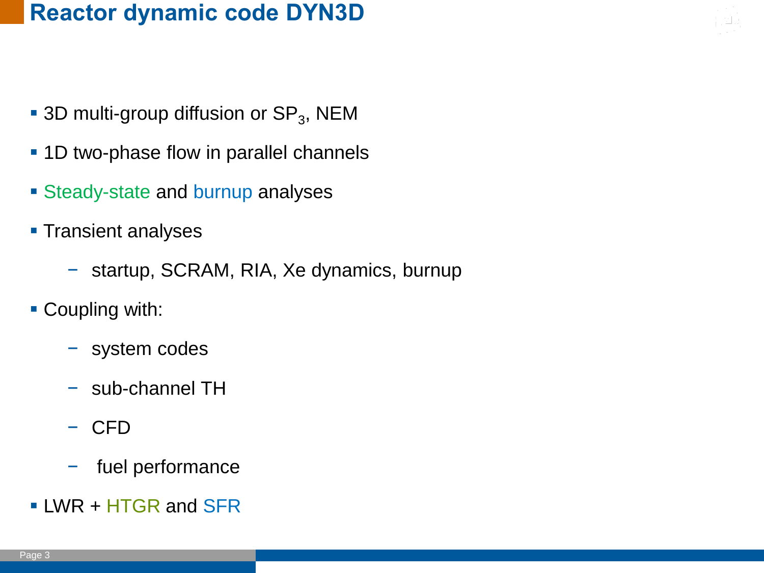# Reactor dynamic code DYN3D

- 3D multi-group diffusion or $SP_3$, NEM
- 1D two-phase flow in parallel channels
- Steady-state and burnup analyses
- Transient analyses
  - startup, SCRAM, RIA, Xe dynamics, burnup
- Coupling with:
  - system codes
  - sub-channel TH
  - CFD
  - fuel performance
- LWR + HTGR and SFR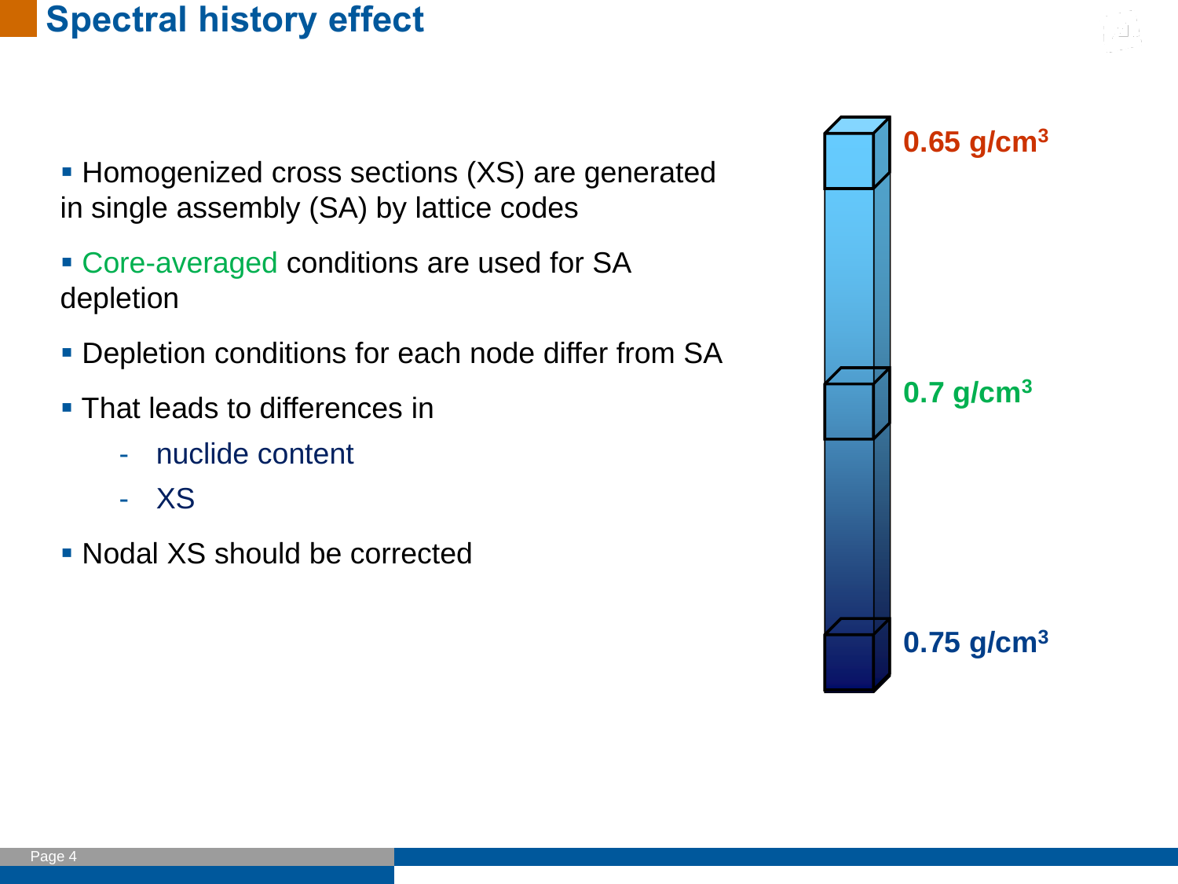# Spectral history effect

- Homogenized cross sections (XS) are generated in single assembly (SA) by lattice codes
- Core-averaged conditions are used for SA depletion
- Depletion conditions for each node differ from SA
- That leads to differences in
  - nuclide content
  - XS
- Nodal XS should be corrected

0.65 g/cm$^3$

0.7 g/cm$^3$

0.75 g/cm$^3$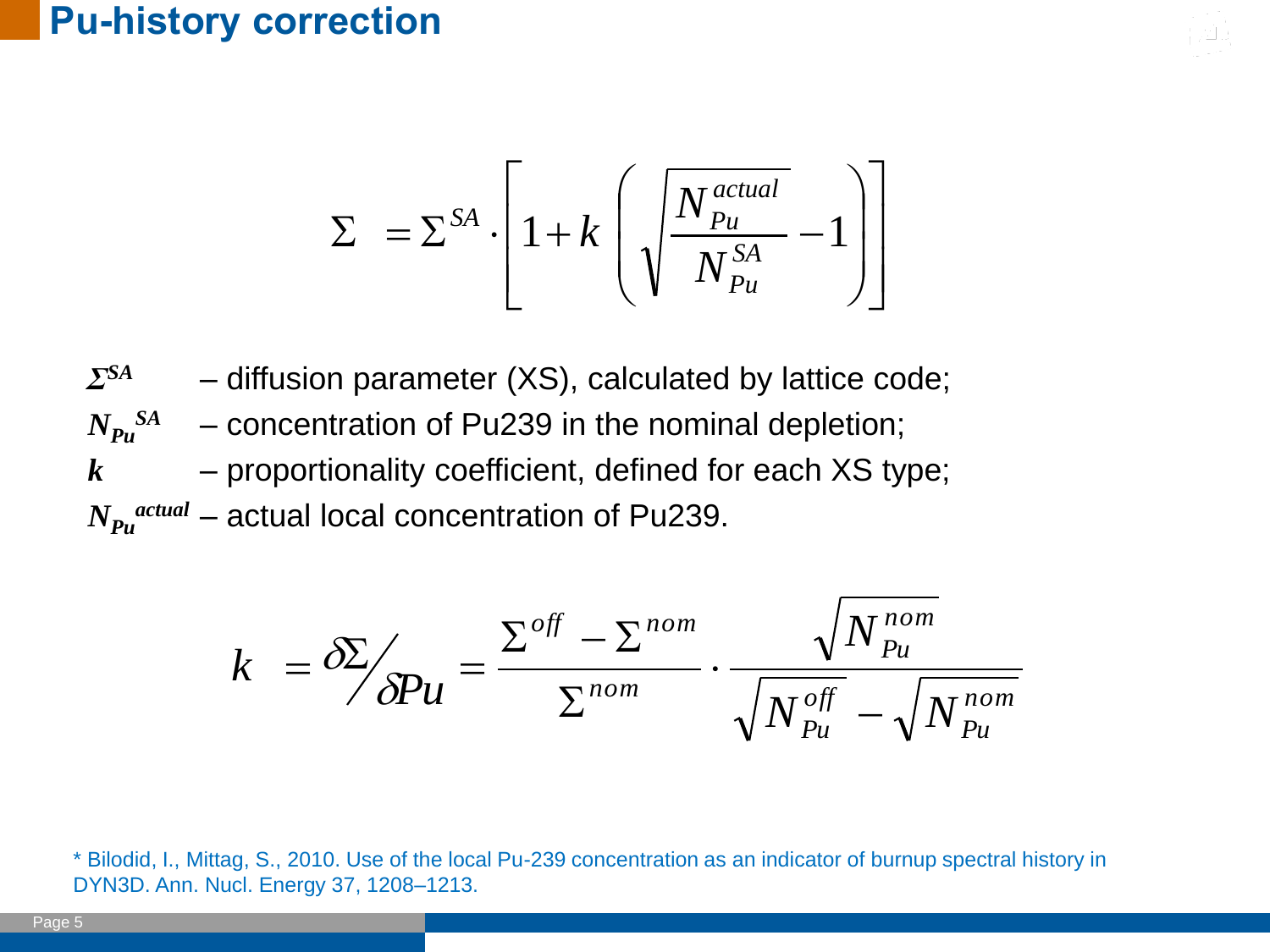# Pu-history correction

$$\Sigma = \Sigma^{SA} \cdot \left[ 1 + k \left( \sqrt{\frac{N_{Pu}^{actual}}{N_{Pu}^{SA}}} - 1 \right) \right]$$

$\Sigma^{SA}$ – diffusion parameter (XS), calculated by lattice code;

$N_{Pu}^{SA}$ – concentration of Pu239 in the nominal depletion;

$k$ – proportionality coefficient, defined for each XS type;

$N_{Pu}^{actual}$ – actual local concentration of Pu239.

$$k = \delta\Sigma / \delta Pu = \frac{\Sigma^{off} - \Sigma^{nom}}{\Sigma^{nom}} \cdot \frac{\sqrt{N_{Pu}^{nom}}}{\sqrt{N_{Pu}^{off}} - \sqrt{N_{Pu}^{nom}}}$$

\* Bilodid, I., Mittag, S., 2010. Use of the local Pu-239 concentration as an indicator of burnup spectral history in DYN3D. Ann. Nucl. Energy 37, 1208–1213.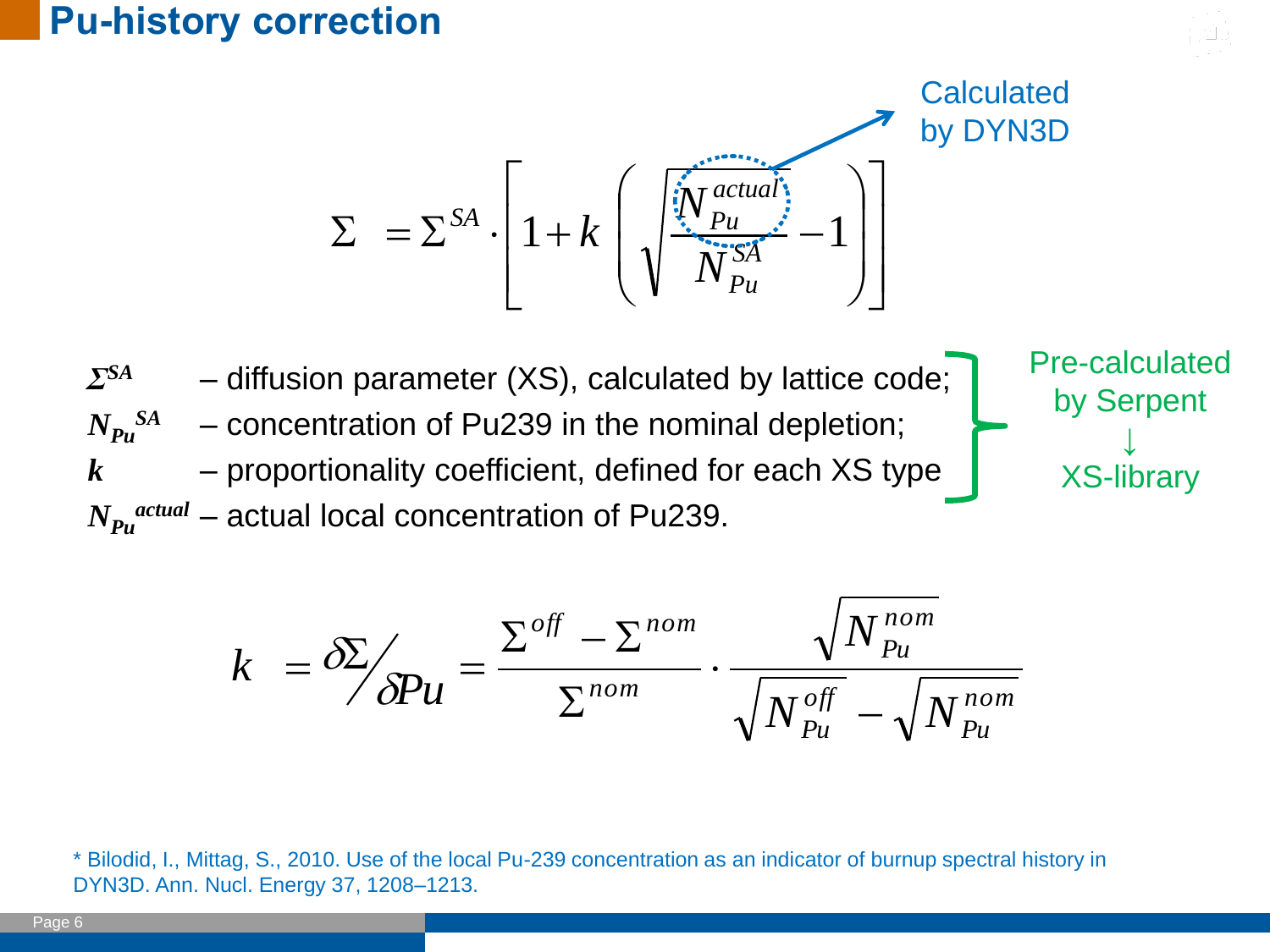# Pu-history correction

$$\Sigma = \Sigma^{SA} \cdot \left[ 1 + k \left( \sqrt{\frac{N_{Pu}^{actual}}{N_{Pu}^{SA}}} - 1 \right) \right]$$

Calculated by DYN3D

- $\Sigma^{SA}$ – diffusion parameter (XS), calculated by lattice code;
- $N_{Pu}^{SA}$ – concentration of Pu239 in the nominal depletion;
- $k$ – proportionality coefficient, defined for each XS type
- $N_{Pu}^{actual}$ – actual local concentration of Pu239.

Pre-calculated by Serpent ↓ XS-library

$$k = \delta\Sigma / \delta Pu = \frac{\Sigma^{off} - \Sigma^{nom}}{\Sigma^{nom}} \cdot \frac{\sqrt{N_{Pu}^{nom}}}{\sqrt{N_{Pu}^{off}} - \sqrt{N_{Pu}^{nom}}}$$

\* Bilodid, I., Mittag, S., 2010. Use of the local Pu-239 concentration as an indicator of burnup spectral history in DYN3D. Ann. Nucl. Energy 37, 1208–1213.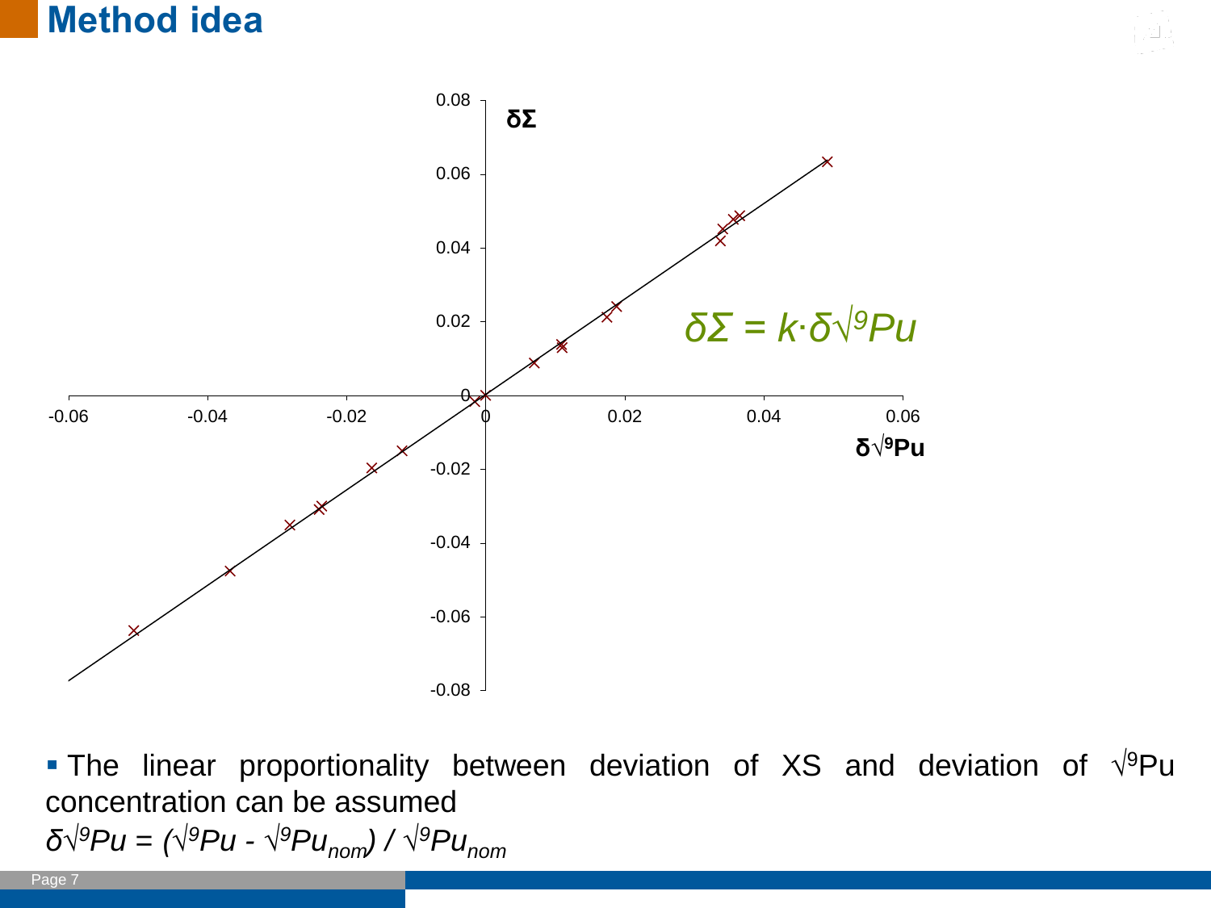# Method idea

- The linear proportionality between deviation of XS and deviation of $\sqrt{^9Pu}$ concentration can be assumed

$\delta\sqrt{^9Pu} = (\sqrt{^9Pu} - \sqrt{^9Pu_{nom}}) / \sqrt{^9Pu_{nom}}$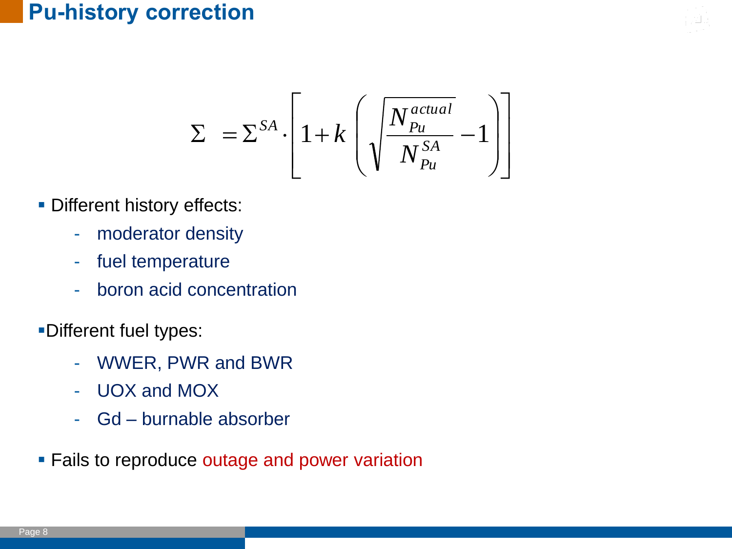# Pu-history correction

$$\Sigma = \Sigma^{SA} \cdot \left[ 1 + k \left( \sqrt{\frac{N_{Pu}^{actual}}{N_{Pu}^{SA}}} - 1 \right) \right]$$

- Different history effects:
  - moderator density
  - fuel temperature
  - boron acid concentration
- Different fuel types:
  - WWER, PWR and BWR
  - UOX and MOX
  - Gd – burnable absorber
- Fails to reproduce outage and power variation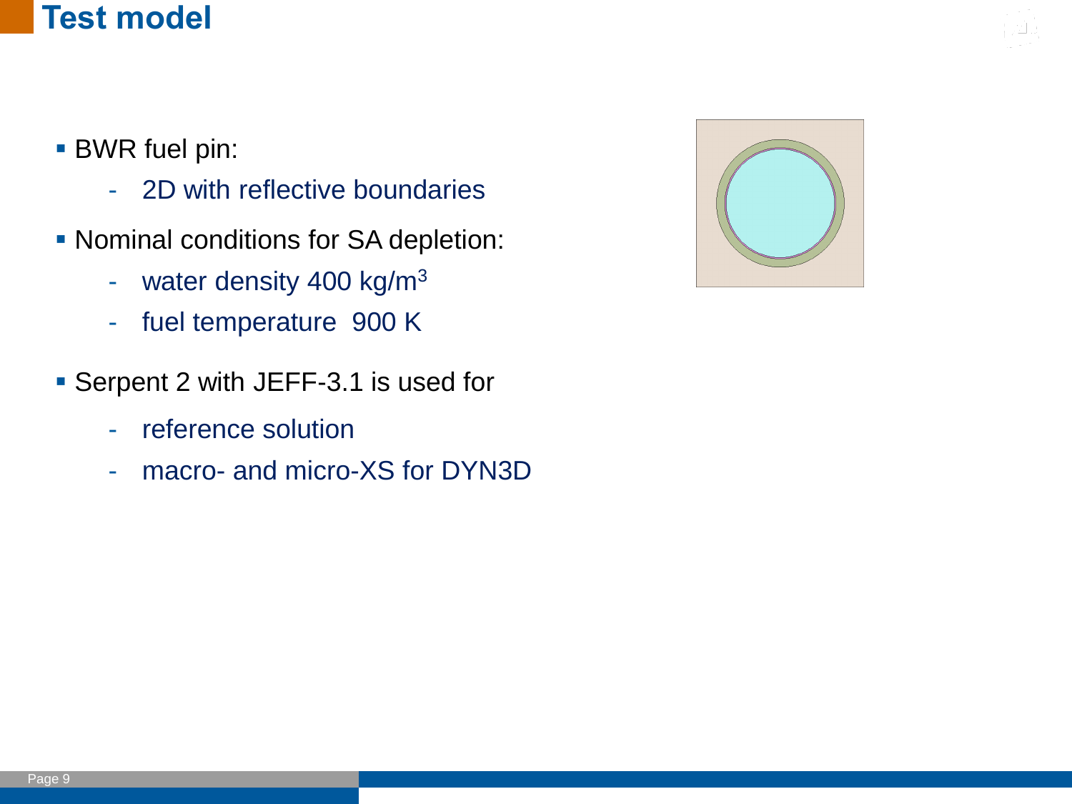# Test model

- BWR fuel pin:
  - 2D with reflective boundaries
- Nominal conditions for SA depletion:
  - water density 400 kg/$m^3$
  - fuel temperature 900 K
- Serpent 2 with JEFF-3.1 is used for
  - reference solution
  - macro- and micro-XS for DYN3D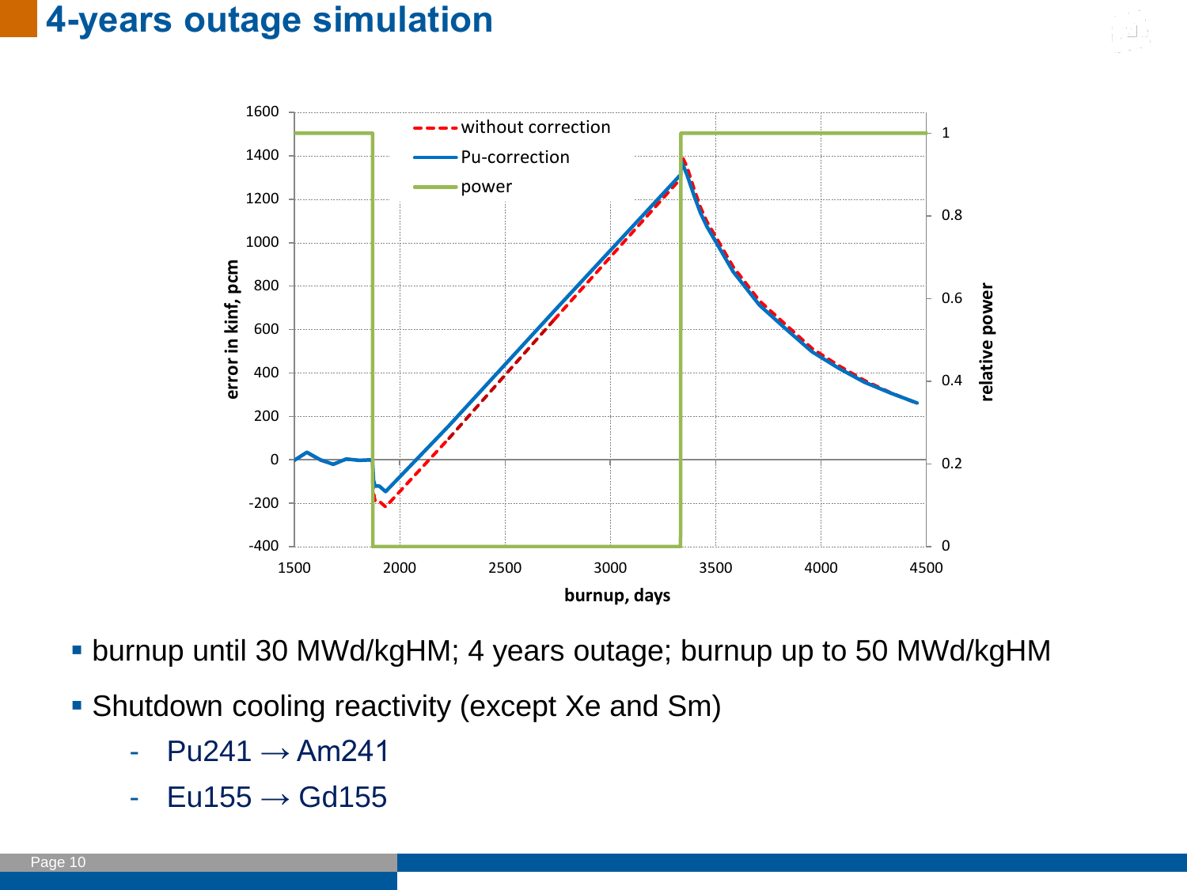# 4-years outage simulation

- burnup until 30 MWd/kgHM; 4 years outage; burnup up to 50 MWd/kgHM
- Shutdown cooling reactivity (except Xe and Sm)
  - $Pu241 \rightarrow Am241$
  - $Eu155 \rightarrow Gd155$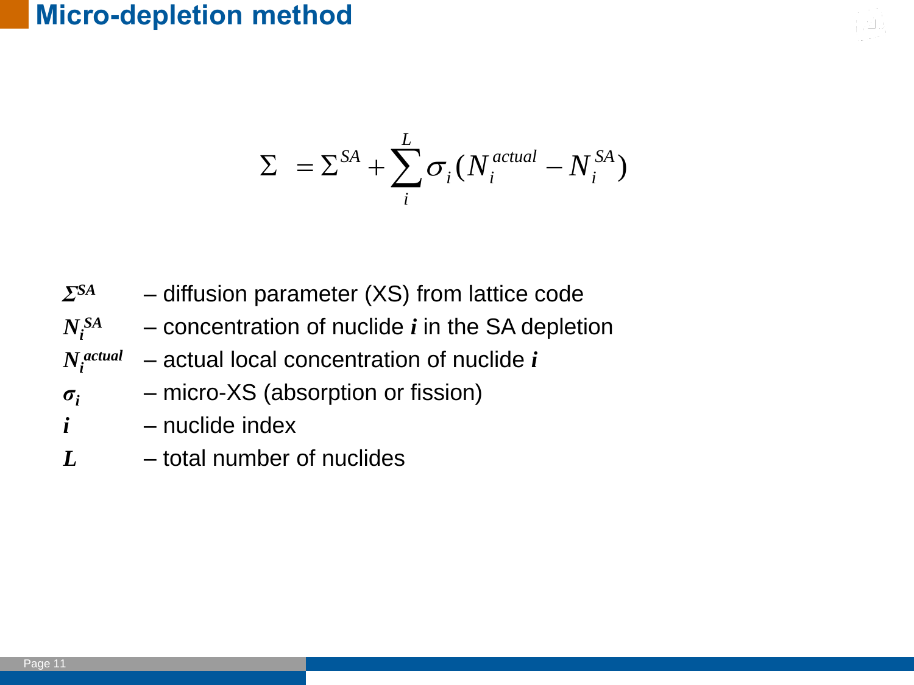# Micro-depletion method

$$\Sigma = \Sigma^{SA} + \sum_{i}^{L} \sigma_i (N_i^{actual} - N_i^{SA})$$

- $\Sigma^{SA}$ – diffusion parameter (XS) from lattice code
- $N_i^{SA}$ – concentration of nuclide $i$ in the SA depletion
- $N_i^{actual}$ – actual local concentration of nuclide $i$
- $\sigma_i$ – micro-XS (absorption or fission)
- $i$ – nuclide index
- $L$ – total number of nuclides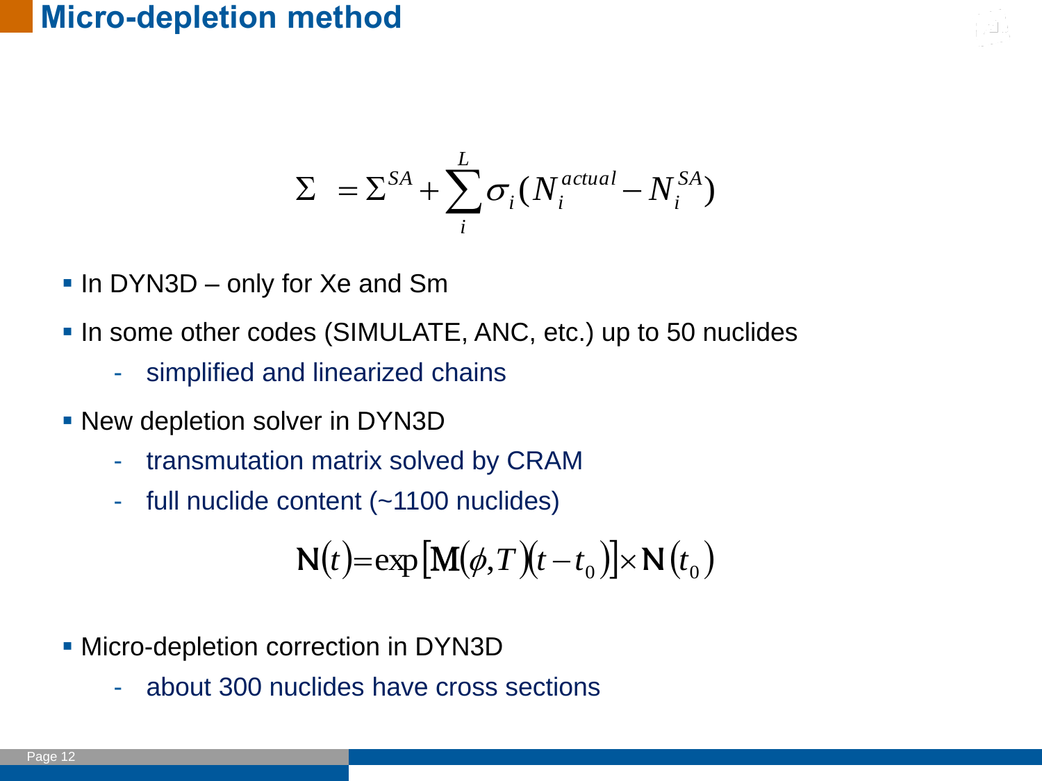# Micro-depletion method

$$\Sigma = \Sigma^{SA} + \sum_{i}^{L} \sigma_i (N_i^{actual} - N_i^{SA})$$

- In DYN3D – only for Xe and Sm
- In some other codes (SIMULATE, ANC, etc.) up to 50 nuclides
  - simplified and linearized chains
- New depletion solver in DYN3D
  - transmutation matrix solved by CRAM
  - full nuclide content (~1100 nuclides)

$$\mathbf{N}(t) = \exp\left[\mathbf{M}(\phi, T)(t - t_0)\right] \times \mathbf{N}(t_0)$$

- Micro-depletion correction in DYN3D
  - about 300 nuclides have cross sections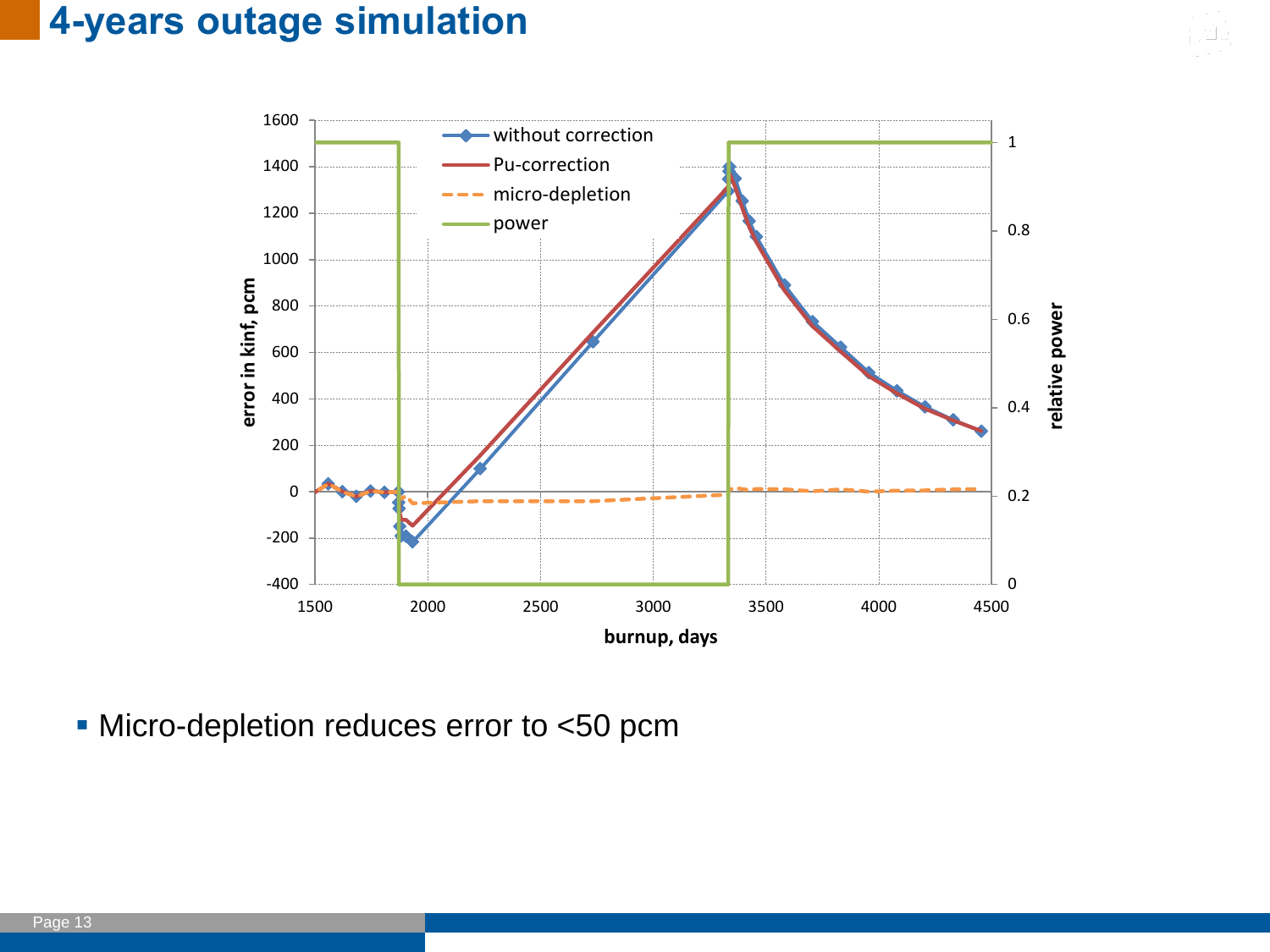# 4-years outage simulation

- Micro-depletion reduces error to <50 pcm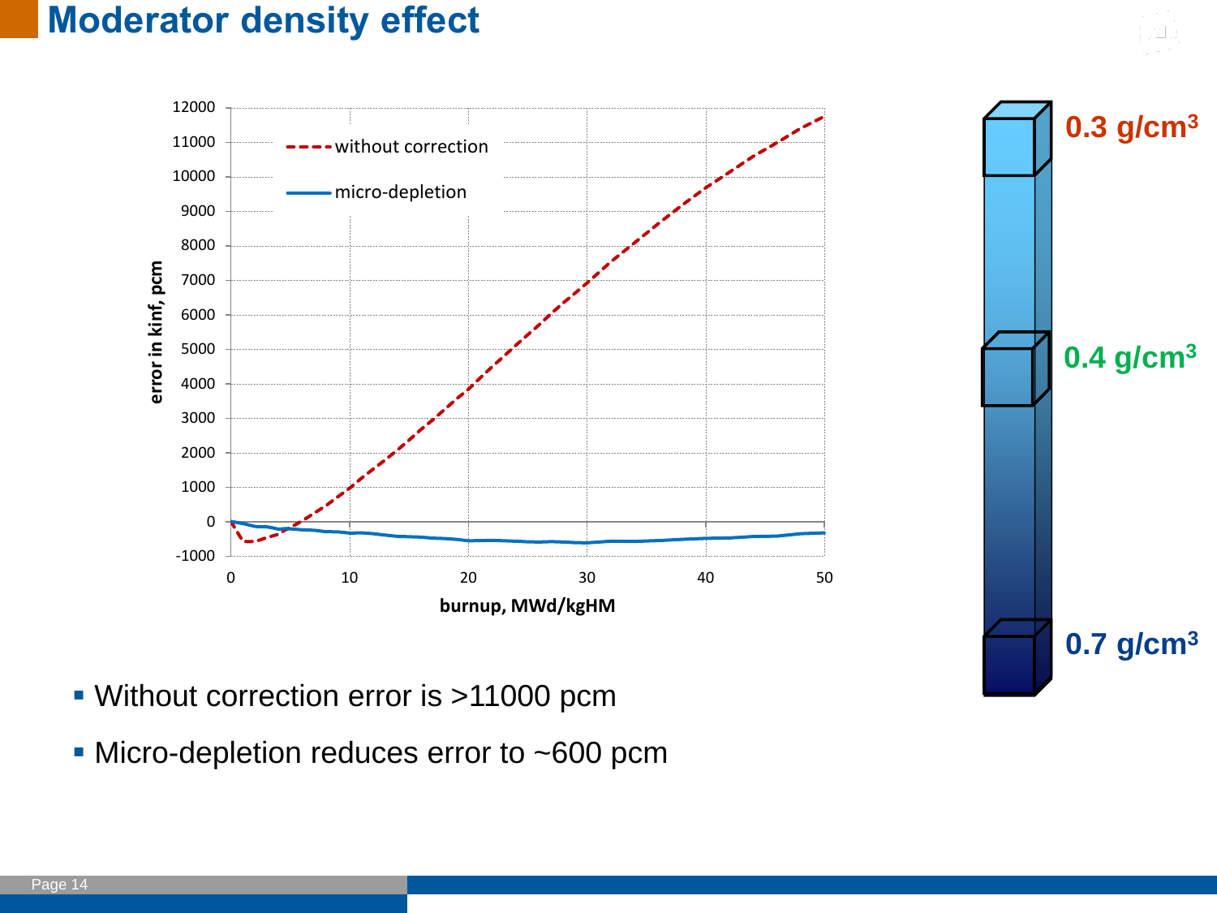# Moderator density effect

- Without correction error is >11000 pcm
- Micro-depletion reduces error to ~600 pcm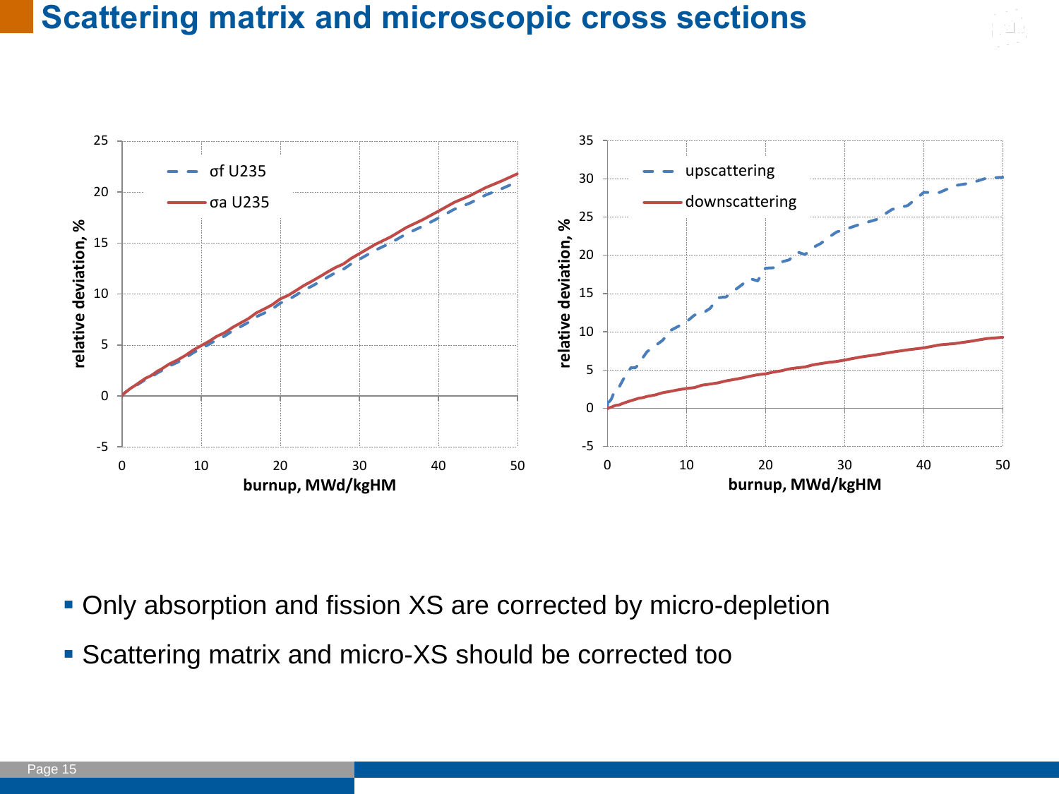# Scattering matrix and microscopic cross sections

- Only absorption and fission XS are corrected by micro-depletion
- Scattering matrix and micro-XS should be corrected too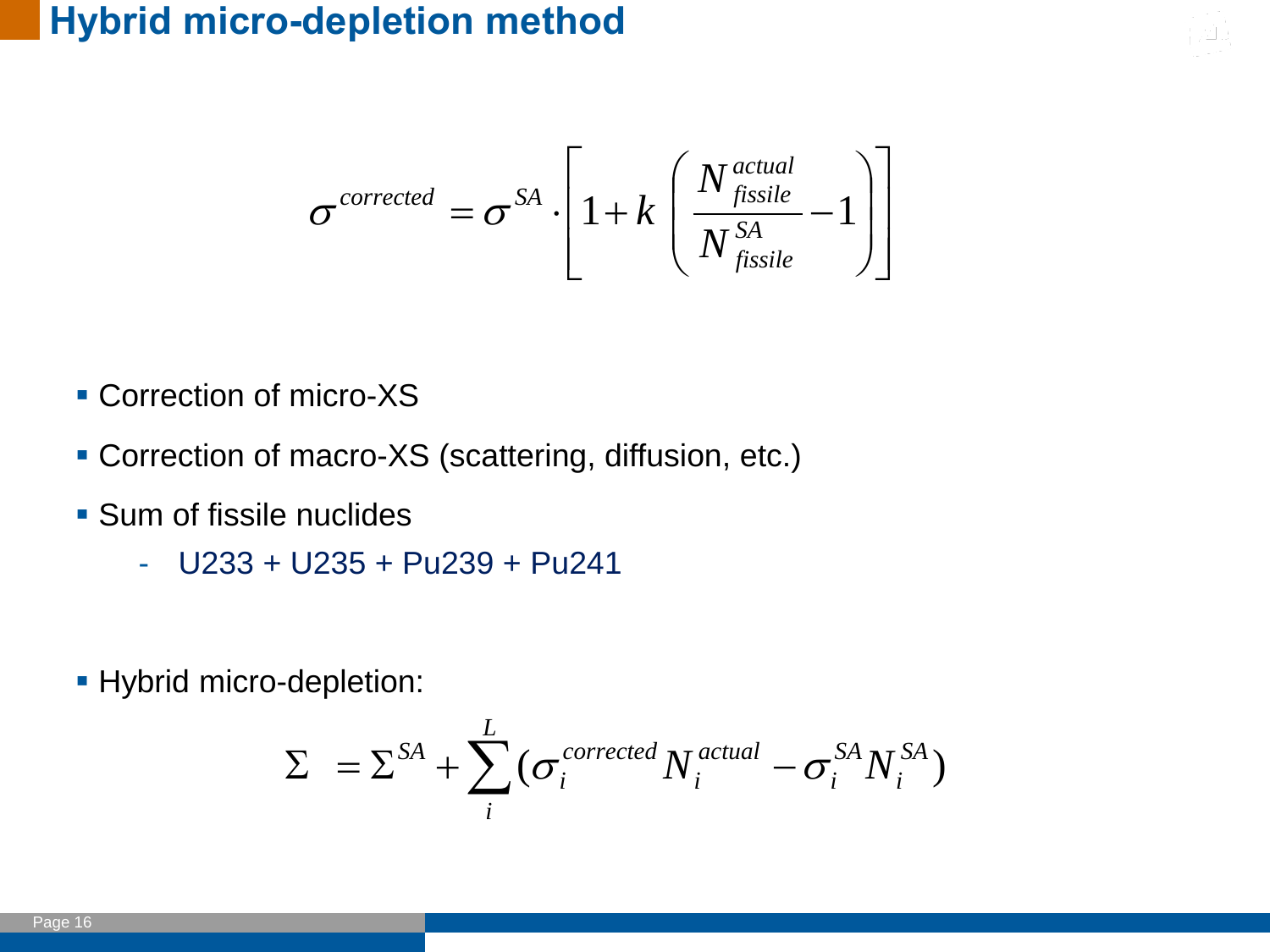# Hybrid micro-depletion method

$$\sigma^{corrected} = \sigma^{SA} \cdot \left[ 1 + k \left( \frac{N^{actual}_{fissile}}{N^{SA}_{fissile}} - 1 \right) \right]$$

- Correction of micro-XS
- Correction of macro-XS (scattering, diffusion, etc.)
- Sum of fissile nuclides
  - U233 + U235 + Pu239 + Pu241

- Hybrid micro-depletion:

$$\Sigma = \Sigma^{SA} + \sum_{i}^{L} (\sigma_i^{corrected} N_i^{actual} - \sigma_i^{SA} N_i^{SA})$$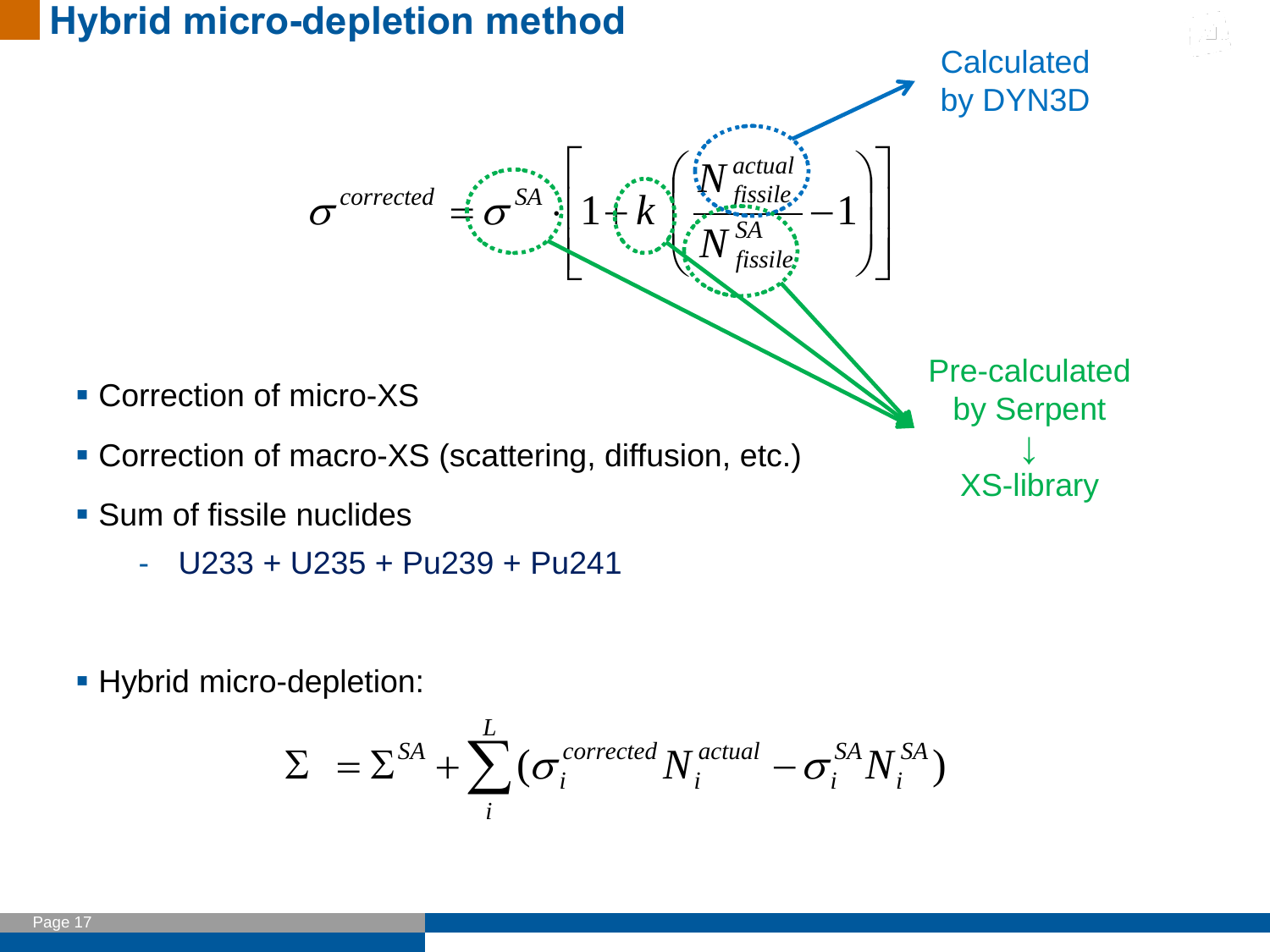# Hybrid micro-depletion method

$$\sigma^{corrected} = \sigma^{SA} \cdot \left[ 1 + k \left( \frac{N_{fissile}^{actual}}{N_{fissile}^{SA}} - 1 \right) \right]$$

Calculated by DYN3D

Pre-calculated by Serpent
↓
XS-library

- Correction of micro-XS
- Correction of macro-XS (scattering, diffusion, etc.)
- Sum of fissile nuclides
  - U233 + U235 + Pu239 + Pu241

- Hybrid micro-depletion:

$$\Sigma = \Sigma^{SA} + \sum_{i}^{L} (\sigma_i^{corrected} N_i^{actual} - \sigma_i^{SA} N_i^{SA})$$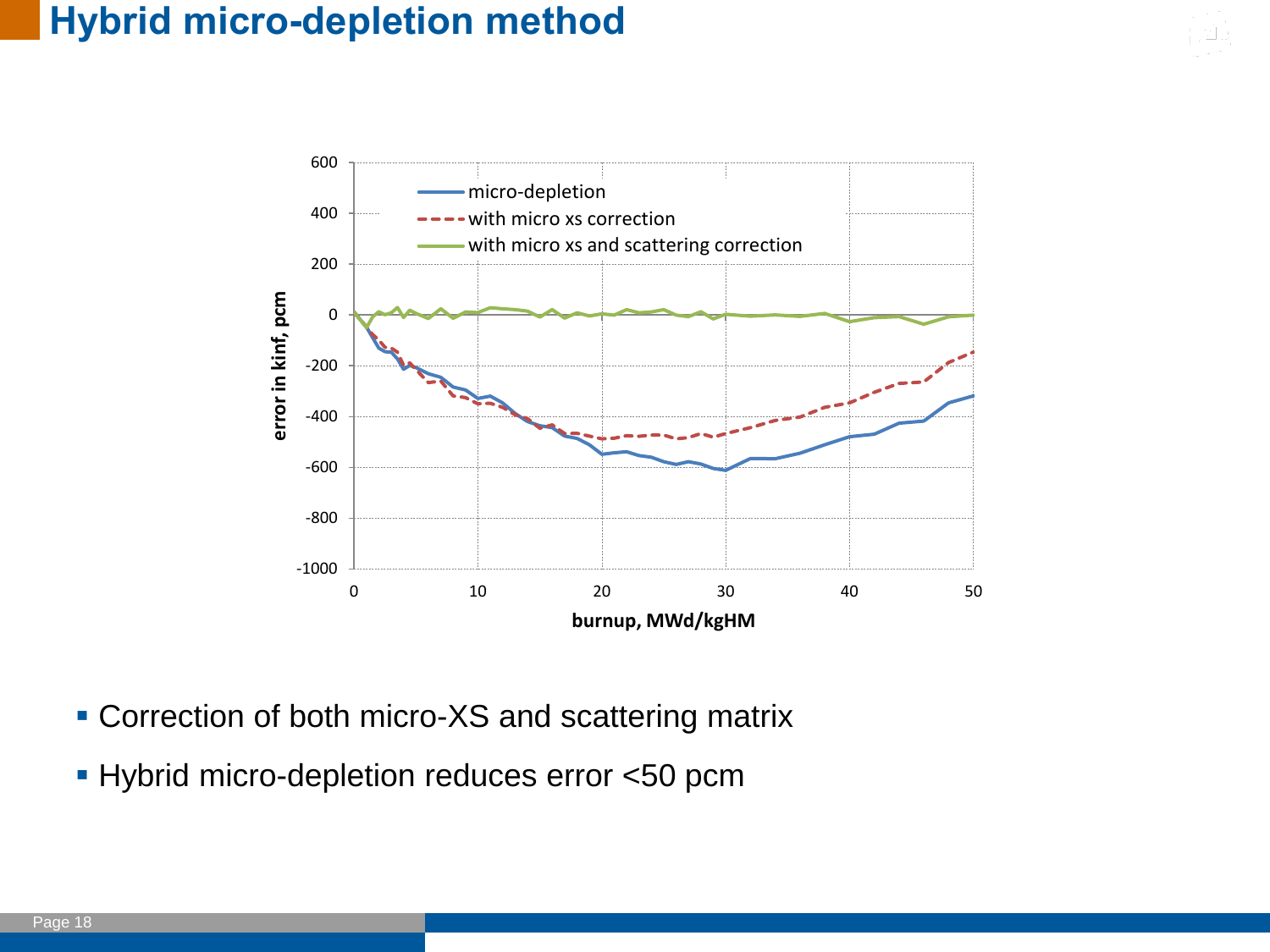# Hybrid micro-depletion method

- Correction of both micro-XS and scattering matrix
- Hybrid micro-depletion reduces error <50 pcm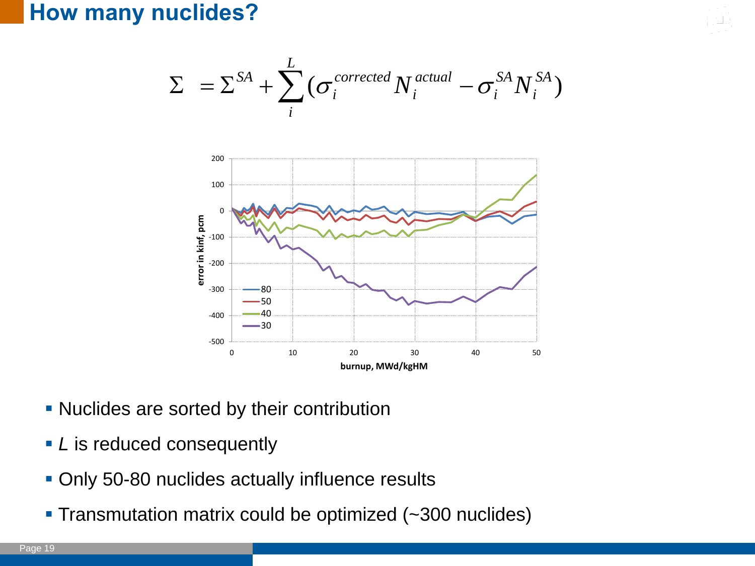# How many nuclides?

$$\Sigma = \Sigma^{SA} + \sum_{i}^{L} (\sigma_i^{corrected} N_i^{actual} - \sigma_i^{SA} N_i^{SA})$$

- Nuclides are sorted by their contribution
- *L* is reduced consequently
- Only 50-80 nuclides actually influence results
- Transmutation matrix could be optimized (~300 nuclides)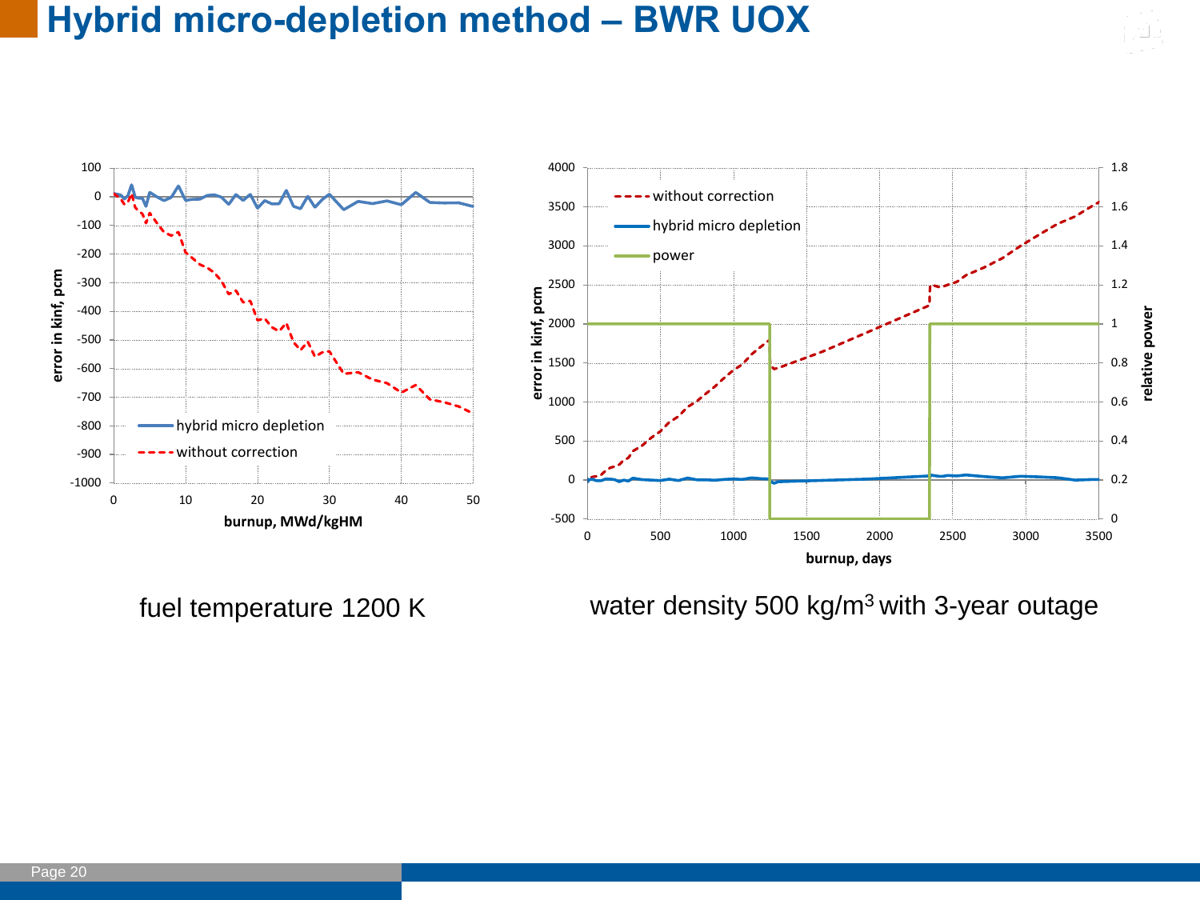# Hybrid micro-depletion method – BWR UOX

fuel temperature 1200 K

water density 500 kg/m$^3$ with 3-year outage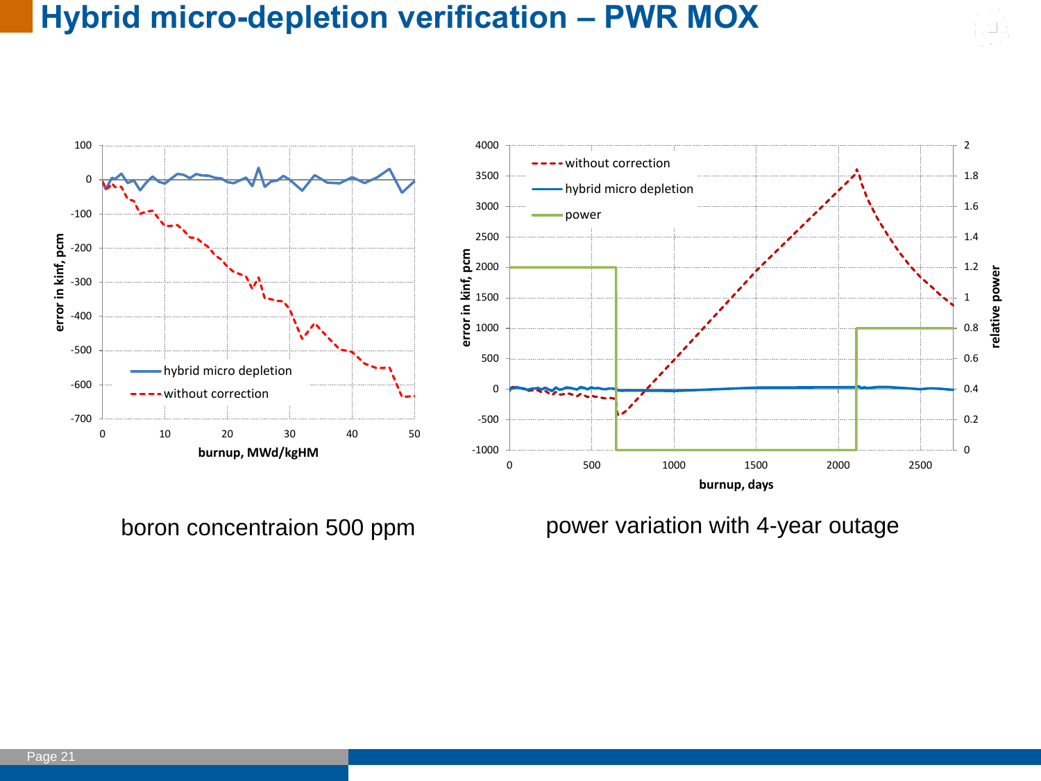# Hybrid micro-depletion verification – PWR MOX

boron concentraion 500 ppm

power variation with 4-year outage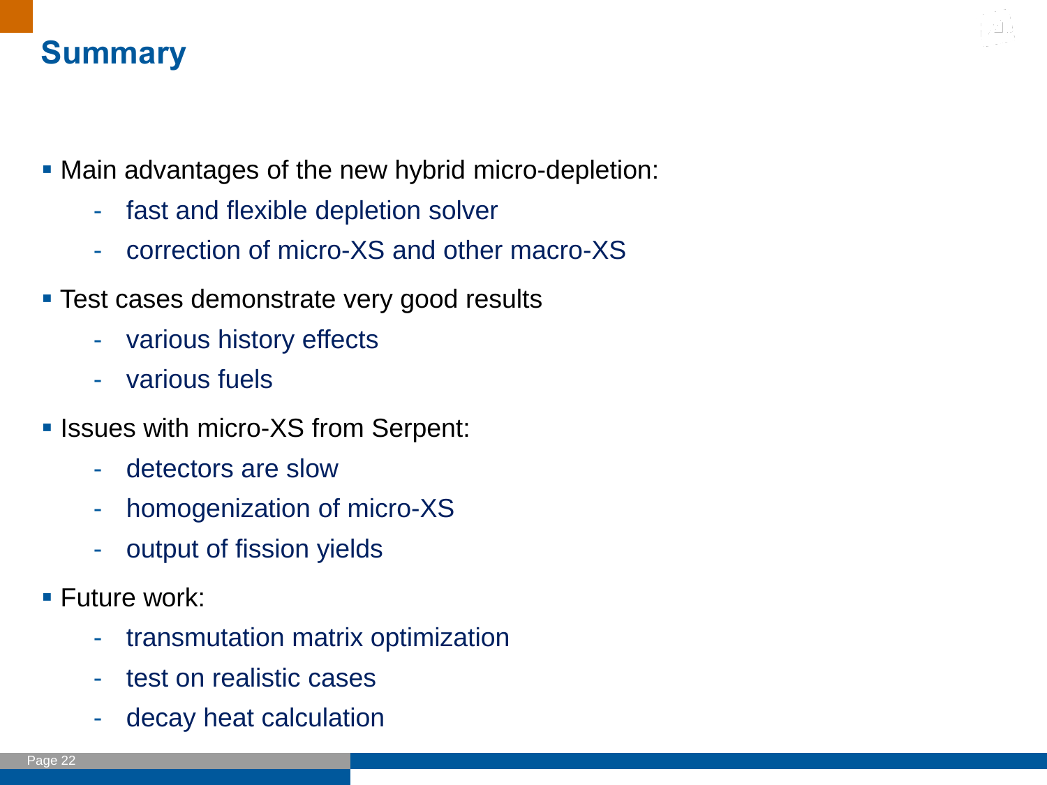# Summary

- Main advantages of the new hybrid micro-depletion:
  - fast and flexible depletion solver
  - correction of micro-XS and other macro-XS
- Test cases demonstrate very good results
  - various history effects
  - various fuels
- Issues with micro-XS from Serpent:
  - detectors are slow
  - homogenization of micro-XS
  - output of fission yields
- Future work:
  - transmutation matrix optimization
  - test on realistic cases
  - decay heat calculation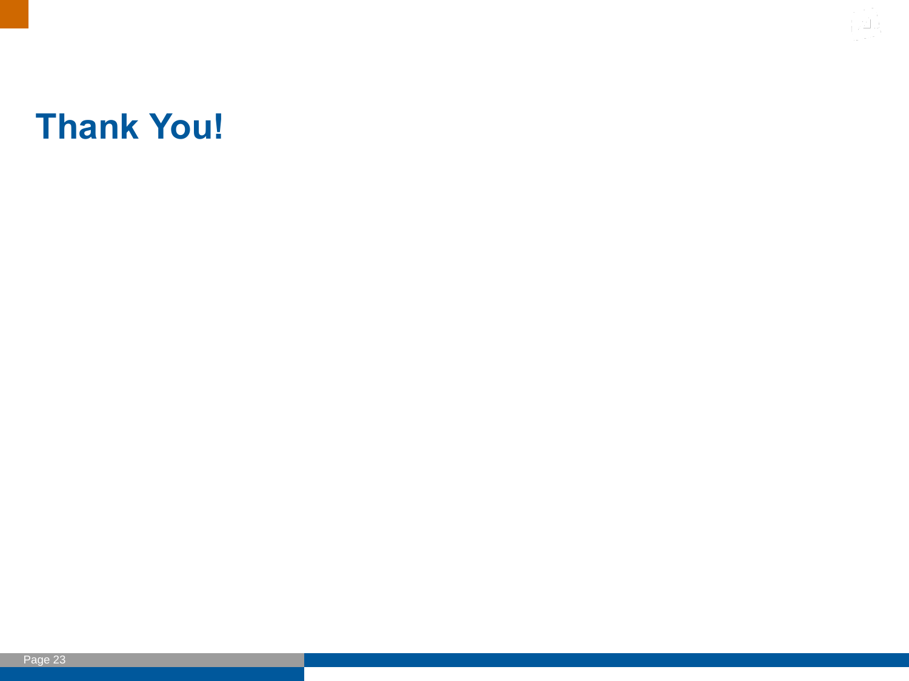# Thank You!